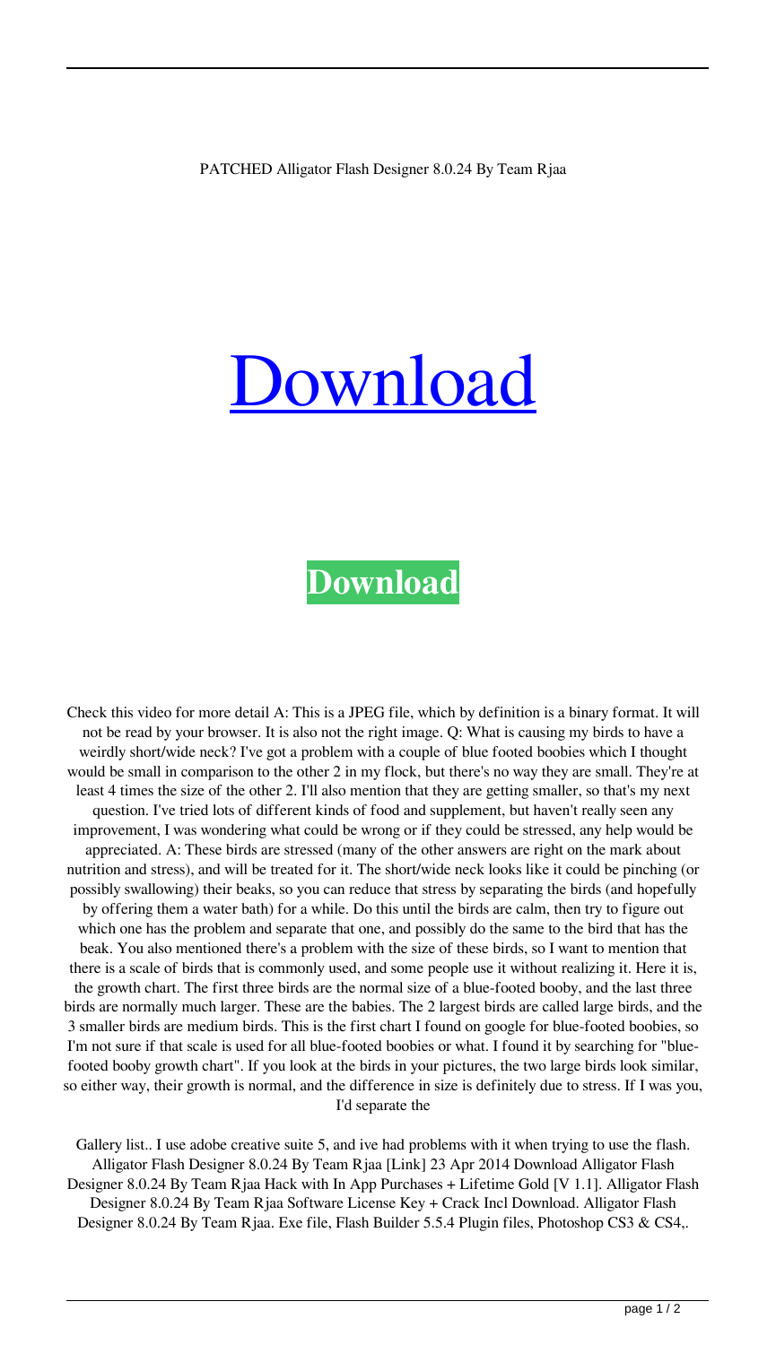PATCHED Alligator Flash Designer 8.0.24 By Team Rjaa

# Download

**Download**

Check this video for more detail A: This is a JPEG file, which by definition is a binary format. It will not be read by your browser. It is also not the right image. Q: What is causing my birds to have a weirdly short/wide neck? I've got a problem with a couple of blue footed boobies which I thought would be small in comparison to the other 2 in my flock, but there's no way they are small. They're at least 4 times the size of the other 2. I'll also mention that they are getting smaller, so that's my next question. I've tried lots of different kinds of food and supplement, but haven't really seen any improvement, I was wondering what could be wrong or if they could be stressed, any help would be appreciated. A: These birds are stressed (many of the other answers are right on the mark about nutrition and stress), and will be treated for it. The short/wide neck looks like it could be pinching (or possibly swallowing) their beaks, so you can reduce that stress by separating the birds (and hopefully by offering them a water bath) for a while. Do this until the birds are calm, then try to figure out which one has the problem and separate that one, and possibly do the same to the bird that has the beak. You also mentioned there's a problem with the size of these birds, so I want to mention that there is a scale of birds that is commonly used, and some people use it without realizing it. Here it is, the growth chart. The first three birds are the normal size of a blue-footed booby, and the last three birds are normally much larger. These are the babies. The 2 largest birds are called large birds, and the 3 smaller birds are medium birds. This is the first chart I found on google for blue-footed boobies, so I'm not sure if that scale is used for all blue-footed boobies or what. I found it by searching for "blue-footed booby growth chart". If you look at the birds in your pictures, the two large birds look similar, so either way, their growth is normal, and the difference in size is definitely due to stress. If I was you, I'd separate the

Gallery list.. I use adobe creative suite 5, and ive had problems with it when trying to use the flash. Alligator Flash Designer 8.0.24 By Team Rjaa [Link] 23 Apr 2014 Download Alligator Flash Designer 8.0.24 By Team Rjaa Hack with In App Purchases + Lifetime Gold [V 1.1]. Alligator Flash Designer 8.0.24 By Team Rjaa Software License Key + Crack Incl Download. Alligator Flash Designer 8.0.24 By Team Rjaa. Exe file, Flash Builder 5.5.4 Plugin files, Photoshop CS3 & CS4,.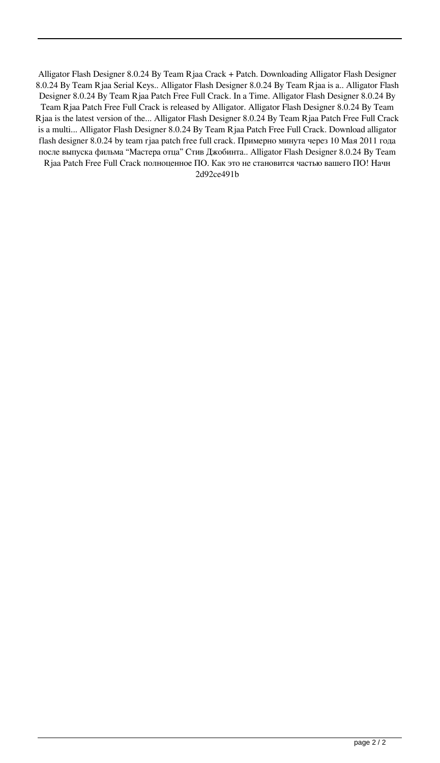Alligator Flash Designer 8.0.24 By Team Rjaa Crack + Patch. Downloading Alligator Flash Designer 8.0.24 By Team Rjaa Serial Keys.. Alligator Flash Designer 8.0.24 By Team Rjaa is a.. Alligator Flash Designer 8.0.24 By Team Rjaa Patch Free Full Crack. In a Time. Alligator Flash Designer 8.0.24 By Team Rjaa Patch Free Full Crack is released by Alligator. Alligator Flash Designer 8.0.24 By Team Rjaa is the latest version of the... Alligator Flash Designer 8.0.24 By Team Rjaa Patch Free Full Crack is a multi... Alligator Flash Designer 8.0.24 By Team Rjaa Patch Free Full Crack. Download alligator flash designer 8.0.24 by team rjaa patch free full crack. Примерно минута через 10 Мая 2011 года после выпуска фильма "Мастера отца" Стив Джобинта.. Alligator Flash Designer 8.0.24 By Team Rjaa Patch Free Full Crack полноценное ПО. Как это не становится частью вашего ПО! Начн
2d92ce491b